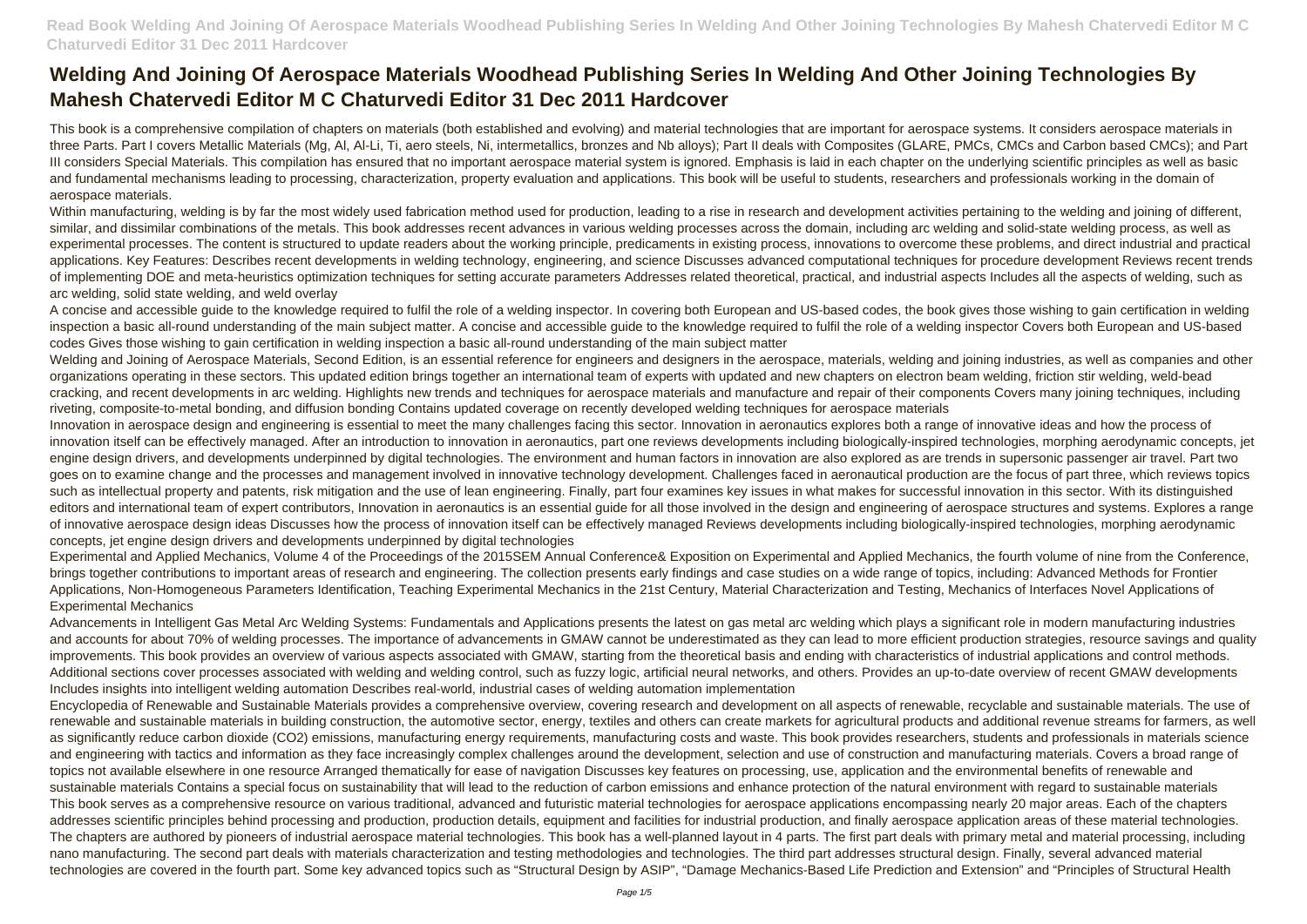# Welding And Joining Of Aerospace Materials Woodhead Publishing Series In Welding And Other Joining Technologies By Mahesh Chatervedi Editor M C Chaturvedi Editor 31 Dec 2011 Hardcover

This book is a comprehensive compilation of chapters on materials (both established and evolving) and material technologies that are important for aerospace systems. It considers aerospace materials in three Parts. Part I covers Metallic Materials (Mg, Al, Al-Li, Ti, aero steels, Ni, intermetallics, bronzes and Nb alloys); Part II deals with Composites (GLARE, PMCs, CMCs and Carbon based CMCs); and Part III considers Special Materials. This compilation has ensured that no important aerospace material system is ignored. Emphasis is laid in each chapter on the underlying scientific principles as well as basic and fundamental mechanisms leading to processing, characterization, property evaluation and applications. This book will be useful to students, researchers and professionals working in the domain of aerospace materials.

Within manufacturing, welding is by far the most widely used fabrication method used for production, leading to a rise in research and development activities pertaining to the welding and joining of different, similar, and dissimilar combinations of the metals. This book addresses recent advances in various welding processes across the domain, including arc welding and solid-state welding process, as well as experimental processes. The content is structured to update readers about the working principle, predicaments in existing process, innovations to overcome these problems, and direct industrial and practical applications. Key Features: Describes recent developments in welding technology, engineering, and science Discusses advanced computational techniques for procedure development Reviews recent trends of implementing DOE and meta-heuristics optimization techniques for setting accurate parameters Addresses related theoretical, practical, and industrial aspects Includes all the aspects of welding, such as arc welding, solid state welding, and weld overlay

A concise and accessible guide to the knowledge required to fulfil the role of a welding inspector. In covering both European and US-based codes, the book gives those wishing to gain certification in welding inspection a basic all-round understanding of the main subject matter. A concise and accessible guide to the knowledge required to fulfil the role of a welding inspector Covers both European and US-based codes Gives those wishing to gain certification in welding inspection a basic all-round understanding of the main subject matter

Welding and Joining of Aerospace Materials, Second Edition, is an essential reference for engineers and designers in the aerospace, materials, welding and joining industries, as well as companies and other organizations operating in these sectors. This updated edition brings together an international team of experts with updated and new chapters on electron beam welding, friction stir welding, weld-bead cracking, and recent developments in arc welding. Highlights new trends and techniques for aerospace materials and manufacture and repair of their components Covers many joining techniques, including riveting, composite-to-metal bonding, and diffusion bonding Contains updated coverage on recently developed welding techniques for aerospace materials

Innovation in aerospace design and engineering is essential to meet the many challenges facing this sector. Innovation in aeronautics explores both a range of innovative ideas and how the process of innovation itself can be effectively managed. After an introduction to innovation in aeronautics, part one reviews developments including biologically-inspired technologies, morphing aerodynamic concepts, jet engine design drivers, and developments underpinned by digital technologies. The environment and human factors in innovation are also explored as are trends in supersonic passenger air travel. Part two goes on to examine change and the processes and management involved in innovative technology development. Challenges faced in aeronautical production are the focus of part three, which reviews topics such as intellectual property and patents, risk mitigation and the use of lean engineering. Finally, part four examines key issues in what makes for successful innovation in this sector. With its distinguished editors and international team of expert contributors, Innovation in aeronautics is an essential guide for all those involved in the design and engineering of aerospace structures and systems. Explores a range of innovative aerospace design ideas Discusses how the process of innovation itself can be effectively managed Reviews developments including biologically-inspired technologies, morphing aerodynamic concepts, jet engine design drivers and developments underpinned by digital technologies

Experimental and Applied Mechanics, Volume 4 of the Proceedings of the 2015SEM Annual Conference& Exposition on Experimental and Applied Mechanics, the fourth volume of nine from the Conference, brings together contributions to important areas of research and engineering. The collection presents early findings and case studies on a wide range of topics, including: Advanced Methods for Frontier Applications, Non-Homogeneous Parameters Identification, Teaching Experimental Mechanics in the 21st Century, Material Characterization and Testing, Mechanics of Interfaces Novel Applications of Experimental Mechanics

Advancements in Intelligent Gas Metal Arc Welding Systems: Fundamentals and Applications presents the latest on gas metal arc welding which plays a significant role in modern manufacturing industries and accounts for about 70% of welding processes. The importance of advancements in GMAW cannot be underestimated as they can lead to more efficient production strategies, resource savings and quality improvements. This book provides an overview of various aspects associated with GMAW, starting from the theoretical basis and ending with characteristics of industrial applications and control methods. Additional sections cover processes associated with welding and welding control, such as fuzzy logic, artificial neural networks, and others. Provides an up-to-date overview of recent GMAW developments Includes insights into intelligent welding automation Describes real-world, industrial cases of welding automation implementation

Encyclopedia of Renewable and Sustainable Materials provides a comprehensive overview, covering research and development on all aspects of renewable, recyclable and sustainable materials. The use of renewable and sustainable materials in building construction, the automotive sector, energy, textiles and others can create markets for agricultural products and additional revenue streams for farmers, as well as significantly reduce carbon dioxide ($CO_2$) emissions, manufacturing energy requirements, manufacturing costs and waste. This book provides researchers, students and professionals in materials science and engineering with tactics and information as they face increasingly complex challenges around the development, selection and use of construction and manufacturing materials. Covers a broad range of topics not available elsewhere in one resource Arranged thematically for ease of navigation Discusses key features on processing, use, application and the environmental benefits of renewable and sustainable materials Contains a special focus on sustainability that will lead to the reduction of carbon emissions and enhance protection of the natural environment with regard to sustainable materials

This book serves as a comprehensive resource on various traditional, advanced and futuristic material technologies for aerospace applications encompassing nearly 20 major areas. Each of the chapters addresses scientific principles behind processing and production, production details, equipment and facilities for industrial production, and finally aerospace application areas of these material technologies. The chapters are authored by pioneers of industrial aerospace material technologies. This book has a well-planned layout in 4 parts. The first part deals with primary metal and material processing, including nano manufacturing. The second part deals with materials characterization and testing methodologies and technologies. The third part addresses structural design. Finally, several advanced material technologies are covered in the fourth part. Some key advanced topics such as "Structural Design by ASIP", "Damage Mechanics-Based Life Prediction and Extension" and "Principles of Structural Health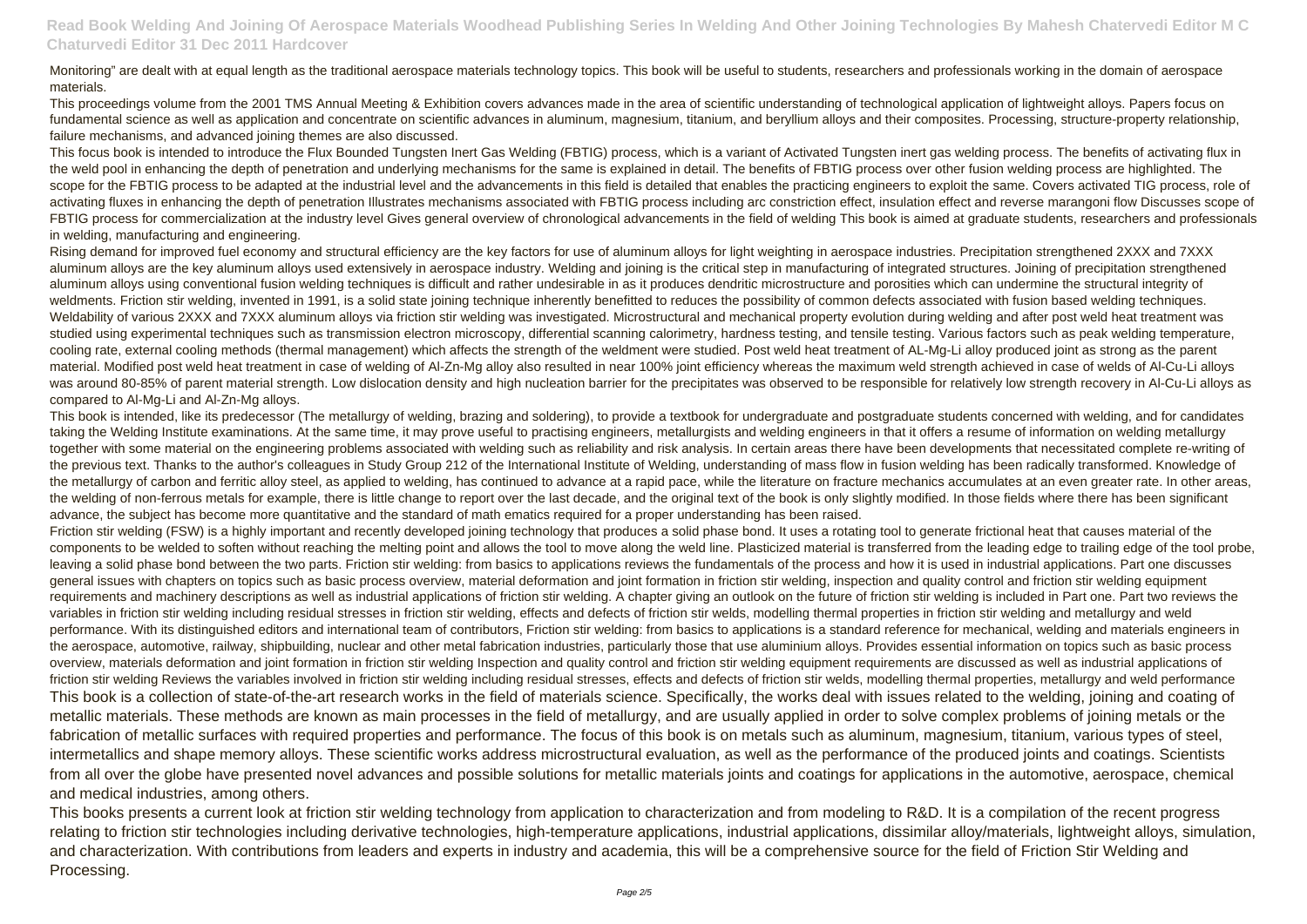Monitoring" are dealt with at equal length as the traditional aerospace materials technology topics. This book will be useful to students, researchers and professionals working in the domain of aerospace materials.

This proceedings volume from the 2001 TMS Annual Meeting & Exhibition covers advances made in the area of scientific understanding of technological application of lightweight alloys. Papers focus on fundamental science as well as application and concentrate on scientific advances in aluminum, magnesium, titanium, and beryllium alloys and their composites. Processing, structure-property relationship, failure mechanisms, and advanced joining themes are also discussed.

This focus book is intended to introduce the Flux Bounded Tungsten Inert Gas Welding (FBTIG) process, which is a variant of Activated Tungsten inert gas welding process. The benefits of activating flux in the weld pool in enhancing the depth of penetration and underlying mechanisms for the same is explained in detail. The benefits of FBTIG process over other fusion welding process are highlighted. The scope for the FBTIG process to be adapted at the industrial level and the advancements in this field is detailed that enables the practicing engineers to exploit the same. Covers activated TIG process, role of activating fluxes in enhancing the depth of penetration Illustrates mechanisms associated with FBTIG process including arc constriction effect, insulation effect and reverse marangoni flow Discusses scope of FBTIG process for commercialization at the industry level Gives general overview of chronological advancements in the field of welding This book is aimed at graduate students, researchers and professionals in welding, manufacturing and engineering.

Rising demand for improved fuel economy and structural efficiency are the key factors for use of aluminum alloys for light weighting in aerospace industries. Precipitation strengthened 2XXX and 7XXX aluminum alloys are the key aluminum alloys used extensively in aerospace industry. Welding and joining is the critical step in manufacturing of integrated structures. Joining of precipitation strengthened aluminum alloys using conventional fusion welding techniques is difficult and rather undesirable in as it produces dendritic microstructure and porosities which can undermine the structural integrity of weldments. Friction stir welding, invented in 1991, is a solid state joining technique inherently benefitted to reduces the possibility of common defects associated with fusion based welding techniques. Weldability of various 2XXX and 7XXX aluminum alloys via friction stir welding was investigated. Microstructural and mechanical property evolution during welding and after post weld heat treatment was studied using experimental techniques such as transmission electron microscopy, differential scanning calorimetry, hardness testing, and tensile testing. Various factors such as peak welding temperature, cooling rate, external cooling methods (thermal management) which affects the strength of the weldment were studied. Post weld heat treatment of AL-Mg-Li alloy produced joint as strong as the parent material. Modified post weld heat treatment in case of welding of Al-Zn-Mg alloy also resulted in near 100% joint efficiency whereas the maximum weld strength achieved in case of welds of Al-Cu-Li alloys was around 80-85% of parent material strength. Low dislocation density and high nucleation barrier for the precipitates was observed to be responsible for relatively low strength recovery in Al-Cu-Li alloys as compared to Al-Mg-Li and Al-Zn-Mg alloys.

This book is intended, like its predecessor (The metallurgy of welding, brazing and soldering), to provide a textbook for undergraduate and postgraduate students concerned with welding, and for candidates taking the Welding Institute examinations. At the same time, it may prove useful to practising engineers, metallurgists and welding engineers in that it offers a resume of information on welding metallurgy together with some material on the engineering problems associated with welding such as reliability and risk analysis. In certain areas there have been developments that necessitated complete re-writing of the previous text. Thanks to the author's colleagues in Study Group 212 of the International Institute of Welding, understanding of mass flow in fusion welding has been radically transformed. Knowledge of the metallurgy of carbon and ferritic alloy steel, as applied to welding, has continued to advance at a rapid pace, while the literature on fracture mechanics accumulates at an even greater rate. In other areas, the welding of non-ferrous metals for example, there is little change to report over the last decade, and the original text of the book is only slightly modified. In those fields where there has been significant advance, the subject has become more quantitative and the standard of math ematics required for a proper understanding has been raised.

Friction stir welding (FSW) is a highly important and recently developed joining technology that produces a solid phase bond. It uses a rotating tool to generate frictional heat that causes material of the components to be welded to soften without reaching the melting point and allows the tool to move along the weld line. Plasticized material is transferred from the leading edge to trailing edge of the tool probe, leaving a solid phase bond between the two parts. Friction stir welding: from basics to applications reviews the fundamentals of the process and how it is used in industrial applications. Part one discusses general issues with chapters on topics such as basic process overview, material deformation and joint formation in friction stir welding, inspection and quality control and friction stir welding equipment requirements and machinery descriptions as well as industrial applications of friction stir welding. A chapter giving an outlook on the future of friction stir welding is included in Part one. Part two reviews the variables in friction stir welding including residual stresses in friction stir welding, effects and defects of friction stir welds, modelling thermal properties in friction stir welding and metallurgy and weld performance. With its distinguished editors and international team of contributors, Friction stir welding: from basics to applications is a standard reference for mechanical, welding and materials engineers in the aerospace, automotive, railway, shipbuilding, nuclear and other metal fabrication industries, particularly those that use aluminium alloys. Provides essential information on topics such as basic process overview, materials deformation and joint formation in friction stir welding Inspection and quality control and friction stir welding equipment requirements are discussed as well as industrial applications of friction stir welding Reviews the variables involved in friction stir welding including residual stresses, effects and defects of friction stir welds, modelling thermal properties, metallurgy and weld performance

This book is a collection of state-of-the-art research works in the field of materials science. Specifically, the works deal with issues related to the welding, joining and coating of metallic materials. These methods are known as main processes in the field of metallurgy, and are usually applied in order to solve complex problems of joining metals or the fabrication of metallic surfaces with required properties and performance. The focus of this book is on metals such as aluminum, magnesium, titanium, various types of steel, intermetallics and shape memory alloys. These scientific works address microstructural evaluation, as well as the performance of the produced joints and coatings. Scientists from all over the globe have presented novel advances and possible solutions for metallic materials joints and coatings for applications in the automotive, aerospace, chemical and medical industries, among others.

This books presents a current look at friction stir welding technology from application to characterization and from modeling to R&D. It is a compilation of the recent progress relating to friction stir technologies including derivative technologies, high-temperature applications, industrial applications, dissimilar alloy/materials, lightweight alloys, simulation, and characterization. With contributions from leaders and experts in industry and academia, this will be a comprehensive source for the field of Friction Stir Welding and Processing.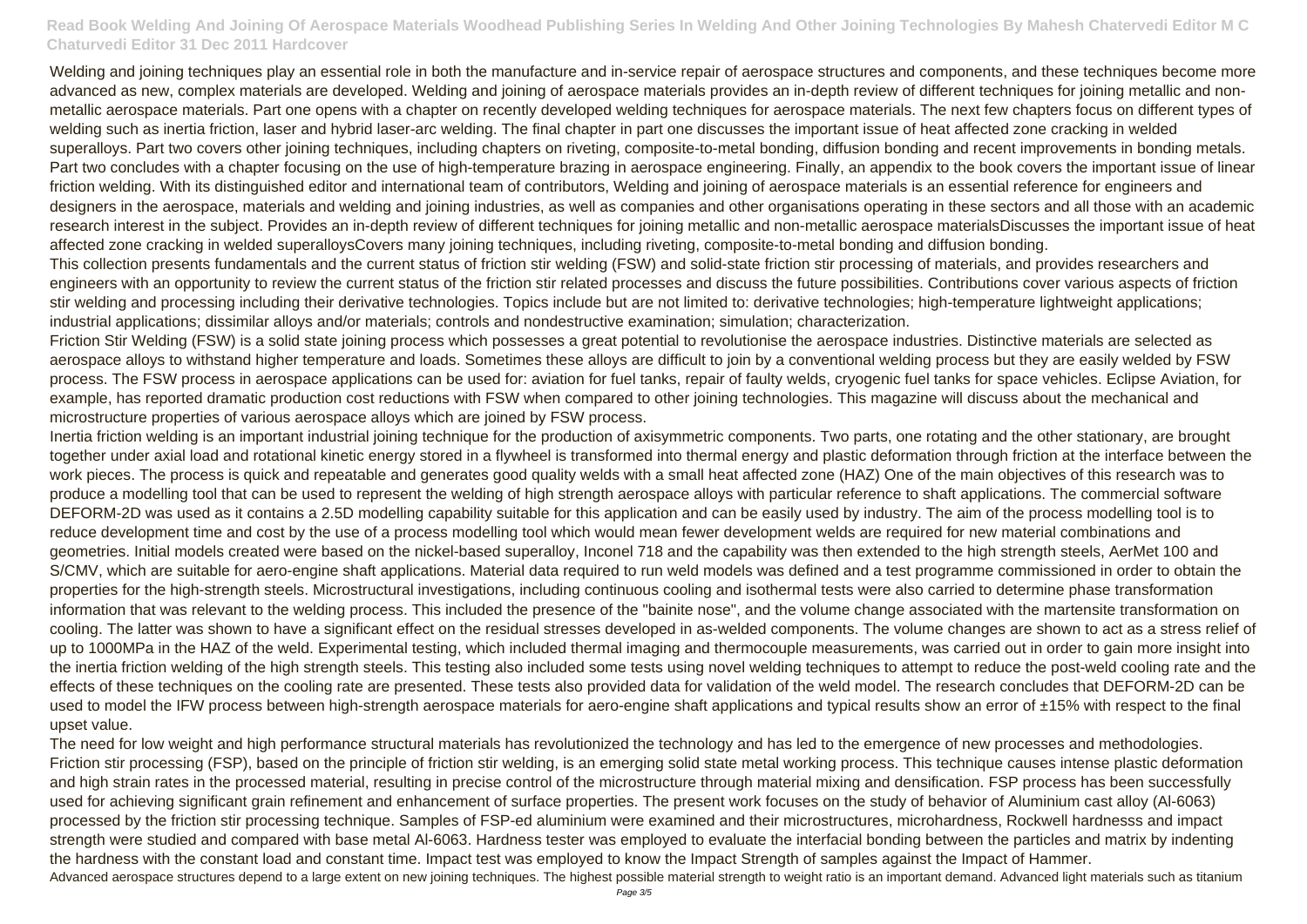Welding and joining techniques play an essential role in both the manufacture and in-service repair of aerospace structures and components, and these techniques become more advanced as new, complex materials are developed. Welding and joining of aerospace materials provides an in-depth review of different techniques for joining metallic and non-metallic aerospace materials. Part one opens with a chapter on recently developed welding techniques for aerospace materials. The next few chapters focus on different types of welding such as inertia friction, laser and hybrid laser-arc welding. The final chapter in part one discusses the important issue of heat affected zone cracking in welded superalloys. Part two covers other joining techniques, including chapters on riveting, composite-to-metal bonding, diffusion bonding and recent improvements in bonding metals. Part two concludes with a chapter focusing on the use of high-temperature brazing in aerospace engineering. Finally, an appendix to the book covers the important issue of linear friction welding. With its distinguished editor and international team of contributors, Welding and joining of aerospace materials is an essential reference for engineers and designers in the aerospace, materials and welding and joining industries, as well as companies and other organisations operating in these sectors and all those with an academic research interest in the subject. Provides an in-depth review of different techniques for joining metallic and non-metallic aerospace materialsDiscusses the important issue of heat affected zone cracking in welded superalloysCovers many joining techniques, including riveting, composite-to-metal bonding and diffusion bonding.

This collection presents fundamentals and the current status of friction stir welding (FSW) and solid-state friction stir processing of materials, and provides researchers and engineers with an opportunity to review the current status of the friction stir related processes and discuss the future possibilities. Contributions cover various aspects of friction stir welding and processing including their derivative technologies. Topics include but are not limited to: derivative technologies; high-temperature lightweight applications; industrial applications; dissimilar alloys and/or materials; controls and nondestructive examination; simulation; characterization.

Friction Stir Welding (FSW) is a solid state joining process which possesses a great potential to revolutionise the aerospace industries. Distinctive materials are selected as aerospace alloys to withstand higher temperature and loads. Sometimes these alloys are difficult to join by a conventional welding process but they are easily welded by FSW process. The FSW process in aerospace applications can be used for: aviation for fuel tanks, repair of faulty welds, cryogenic fuel tanks for space vehicles. Eclipse Aviation, for example, has reported dramatic production cost reductions with FSW when compared to other joining technologies. This magazine will discuss about the mechanical and microstructure properties of various aerospace alloys which are joined by FSW process.

Inertia friction welding is an important industrial joining technique for the production of axisymmetric components. Two parts, one rotating and the other stationary, are brought together under axial load and rotational kinetic energy stored in a flywheel is transformed into thermal energy and plastic deformation through friction at the interface between the work pieces. The process is quick and repeatable and generates good quality welds with a small heat affected zone (HAZ) One of the main objectives of this research was to produce a modelling tool that can be used to represent the welding of high strength aerospace alloys with particular reference to shaft applications. The commercial software DEFORM-2D was used as it contains a 2.5D modelling capability suitable for this application and can be easily used by industry. The aim of the process modelling tool is to reduce development time and cost by the use of a process modelling tool which would mean fewer development welds are required for new material combinations and geometries. Initial models created were based on the nickel-based superalloy, Inconel 718 and the capability was then extended to the high strength steels, AerMet 100 and S/CMV, which are suitable for aero-engine shaft applications. Material data required to run weld models was defined and a test programme commissioned in order to obtain the properties for the high-strength steels. Microstructural investigations, including continuous cooling and isothermal tests were also carried to determine phase transformation information that was relevant to the welding process. This included the presence of the "bainite nose", and the volume change associated with the martensite transformation on cooling. The latter was shown to have a significant effect on the residual stresses developed in as-welded components. The volume changes are shown to act as a stress relief of up to 1000MPa in the HAZ of the weld. Experimental testing, which included thermal imaging and thermocouple measurements, was carried out in order to gain more insight into the inertia friction welding of the high strength steels. This testing also included some tests using novel welding techniques to attempt to reduce the post-weld cooling rate and the effects of these techniques on the cooling rate are presented. These tests also provided data for validation of the weld model. The research concludes that DEFORM-2D can be used to model the IFW process between high-strength aerospace materials for aero-engine shaft applications and typical results show an error of ±15% with respect to the final upset value.

The need for low weight and high performance structural materials has revolutionized the technology and has led to the emergence of new processes and methodologies. Friction stir processing (FSP), based on the principle of friction stir welding, is an emerging solid state metal working process. This technique causes intense plastic deformation and high strain rates in the processed material, resulting in precise control of the microstructure through material mixing and densification. FSP process has been successfully used for achieving significant grain refinement and enhancement of surface properties. The present work focuses on the study of behavior of Aluminium cast alloy (Al-6063) processed by the friction stir processing technique. Samples of FSP-ed aluminium were examined and their microstructures, microhardness, Rockwell hardnesss and impact strength were studied and compared with base metal Al-6063. Hardness tester was employed to evaluate the interfacial bonding between the particles and matrix by indenting the hardness with the constant load and constant time. Impact test was employed to know the Impact Strength of samples against the Impact of Hammer.

Advanced aerospace structures depend to a large extent on new joining techniques. The highest possible material strength to weight ratio is an important demand. Advanced light materials such as titanium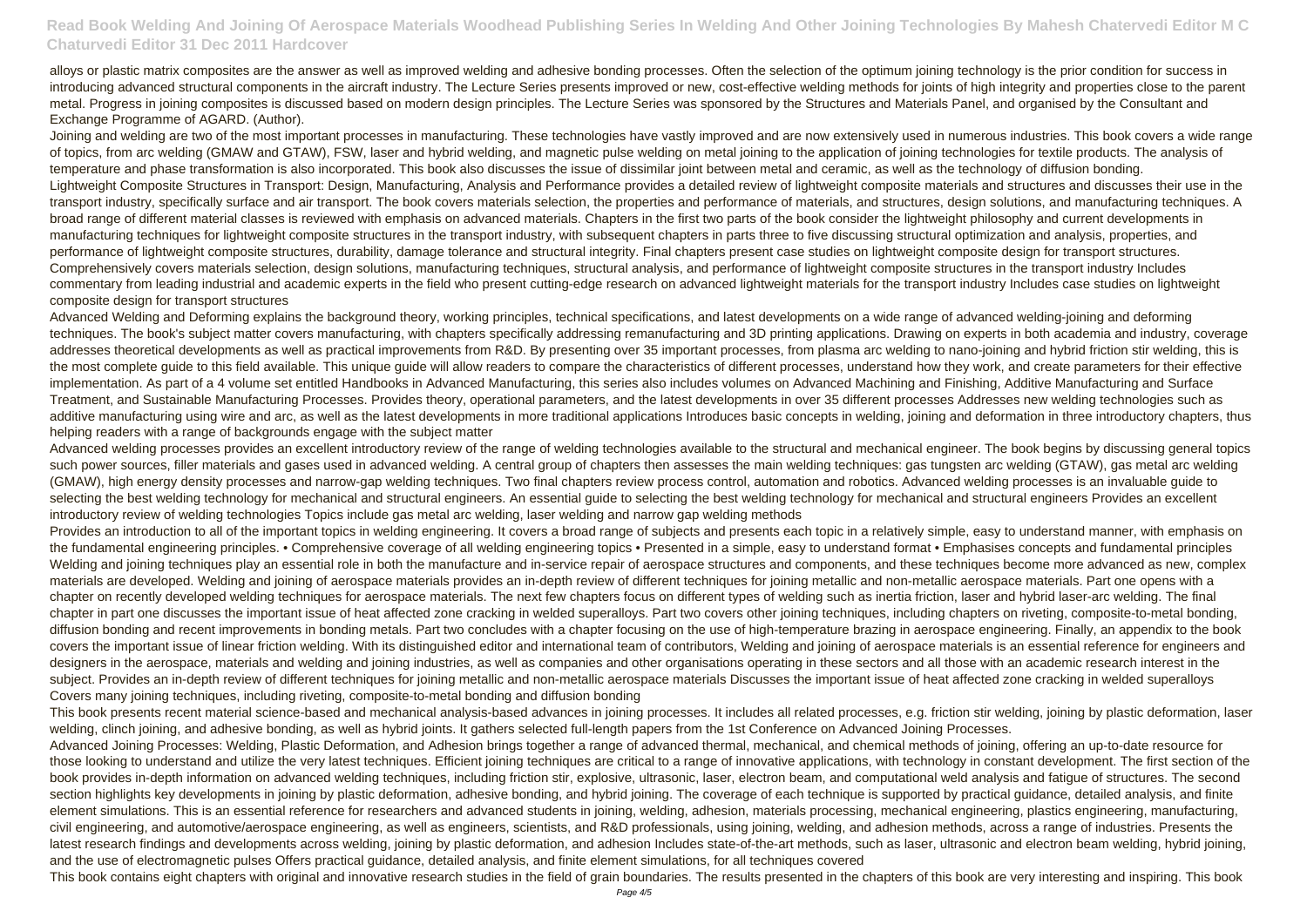alloys or plastic matrix composites are the answer as well as improved welding and adhesive bonding processes. Often the selection of the optimum joining technology is the prior condition for success in introducing advanced structural components in the aircraft industry. The Lecture Series presents improved or new, cost-effective welding methods for joints of high integrity and properties close to the parent metal. Progress in joining composites is discussed based on modern design principles. The Lecture Series was sponsored by the Structures and Materials Panel, and organised by the Consultant and Exchange Programme of AGARD. (Author).

Joining and welding are two of the most important processes in manufacturing. These technologies have vastly improved and are now extensively used in numerous industries. This book covers a wide range of topics, from arc welding (GMAW and GTAW), FSW, laser and hybrid welding, and magnetic pulse welding on metal joining to the application of joining technologies for textile products. The analysis of temperature and phase transformation is also incorporated. This book also discusses the issue of dissimilar joint between metal and ceramic, as well as the technology of diffusion bonding.

Lightweight Composite Structures in Transport: Design, Manufacturing, Analysis and Performance provides a detailed review of lightweight composite materials and structures and discusses their use in the transport industry, specifically surface and air transport. The book covers materials selection, the properties and performance of materials, and structures, design solutions, and manufacturing techniques. A broad range of different material classes is reviewed with emphasis on advanced materials. Chapters in the first two parts of the book consider the lightweight philosophy and current developments in manufacturing techniques for lightweight composite structures in the transport industry, with subsequent chapters in parts three to five discussing structural optimization and analysis, properties, and performance of lightweight composite structures, durability, damage tolerance and structural integrity. Final chapters present case studies on lightweight composite design for transport structures. Comprehensively covers materials selection, design solutions, manufacturing techniques, structural analysis, and performance of lightweight composite structures in the transport industry Includes commentary from leading industrial and academic experts in the field who present cutting-edge research on advanced lightweight materials for the transport industry Includes case studies on lightweight composite design for transport structures

Advanced Welding and Deforming explains the background theory, working principles, technical specifications, and latest developments on a wide range of advanced welding-joining and deforming techniques. The book's subject matter covers manufacturing, with chapters specifically addressing remanufacturing and 3D printing applications. Drawing on experts in both academia and industry, coverage addresses theoretical developments as well as practical improvements from R&D. By presenting over 35 important processes, from plasma arc welding to nano-joining and hybrid friction stir welding, this is the most complete guide to this field available. This unique guide will allow readers to compare the characteristics of different processes, understand how they work, and create parameters for their effective implementation. As part of a 4 volume set entitled Handbooks in Advanced Manufacturing, this series also includes volumes on Advanced Machining and Finishing, Additive Manufacturing and Surface Treatment, and Sustainable Manufacturing Processes. Provides theory, operational parameters, and the latest developments in over 35 different processes Addresses new welding technologies such as additive manufacturing using wire and arc, as well as the latest developments in more traditional applications Introduces basic concepts in welding, joining and deformation in three introductory chapters, thus helping readers with a range of backgrounds engage with the subject matter

Advanced welding processes provides an excellent introductory review of the range of welding technologies available to the structural and mechanical engineer. The book begins by discussing general topics such power sources, filler materials and gases used in advanced welding. A central group of chapters then assesses the main welding techniques: gas tungsten arc welding (GTAW), gas metal arc welding (GMAW), high energy density processes and narrow-gap welding techniques. Two final chapters review process control, automation and robotics. Advanced welding processes is an invaluable guide to selecting the best welding technology for mechanical and structural engineers. An essential guide to selecting the best welding technology for mechanical and structural engineers Provides an excellent introductory review of welding technologies Topics include gas metal arc welding, laser welding and narrow gap welding methods

Provides an introduction to all of the important topics in welding engineering. It covers a broad range of subjects and presents each topic in a relatively simple, easy to understand manner, with emphasis on the fundamental engineering principles. • Comprehensive coverage of all welding engineering topics • Presented in a simple, easy to understand format • Emphasises concepts and fundamental principles

Welding and joining techniques play an essential role in both the manufacture and in-service repair of aerospace structures and components, and these techniques become more advanced as new, complex materials are developed. Welding and joining of aerospace materials provides an in-depth review of different techniques for joining metallic and non-metallic aerospace materials. Part one opens with a chapter on recently developed welding techniques for aerospace materials. The next few chapters focus on different types of welding such as inertia friction, laser and hybrid laser-arc welding. The final chapter in part one discusses the important issue of heat affected zone cracking in welded superalloys. Part two covers other joining techniques, including chapters on riveting, composite-to-metal bonding, diffusion bonding and recent improvements in bonding metals. Part two concludes with a chapter focusing on the use of high-temperature brazing in aerospace engineering. Finally, an appendix to the book covers the important issue of linear friction welding. With its distinguished editor and international team of contributors, Welding and joining of aerospace materials is an essential reference for engineers and designers in the aerospace, materials and welding and joining industries, as well as companies and other organisations operating in these sectors and all those with an academic research interest in the subject. Provides an in-depth review of different techniques for joining metallic and non-metallic aerospace materials Discusses the important issue of heat affected zone cracking in welded superalloys Covers many joining techniques, including riveting, composite-to-metal bonding and diffusion bonding

This book presents recent material science-based and mechanical analysis-based advances in joining processes. It includes all related processes, e.g. friction stir welding, joining by plastic deformation, laser welding, clinch joining, and adhesive bonding, as well as hybrid joints. It gathers selected full-length papers from the 1st Conference on Advanced Joining Processes.

Advanced Joining Processes: Welding, Plastic Deformation, and Adhesion brings together a range of advanced thermal, mechanical, and chemical methods of joining, offering an up-to-date resource for those looking to understand and utilize the very latest techniques. Efficient joining techniques are critical to a range of innovative applications, with technology in constant development. The first section of the book provides in-depth information on advanced welding techniques, including friction stir, explosive, ultrasonic, laser, electron beam, and computational weld analysis and fatigue of structures. The second section highlights key developments in joining by plastic deformation, adhesive bonding, and hybrid joining. The coverage of each technique is supported by practical guidance, detailed analysis, and finite element simulations. This is an essential reference for researchers and advanced students in joining, welding, adhesion, materials processing, mechanical engineering, plastics engineering, manufacturing, civil engineering, and automotive/aerospace engineering, as well as engineers, scientists, and R&D professionals, using joining, welding, and adhesion methods, across a range of industries. Presents the latest research findings and developments across welding, joining by plastic deformation, and adhesion Includes state-of-the-art methods, such as laser, ultrasonic and electron beam welding, hybrid joining, and the use of electromagnetic pulses Offers practical guidance, detailed analysis, and finite element simulations, for all techniques covered

This book contains eight chapters with original and innovative research studies in the field of grain boundaries. The results presented in the chapters of this book are very interesting and inspiring. This book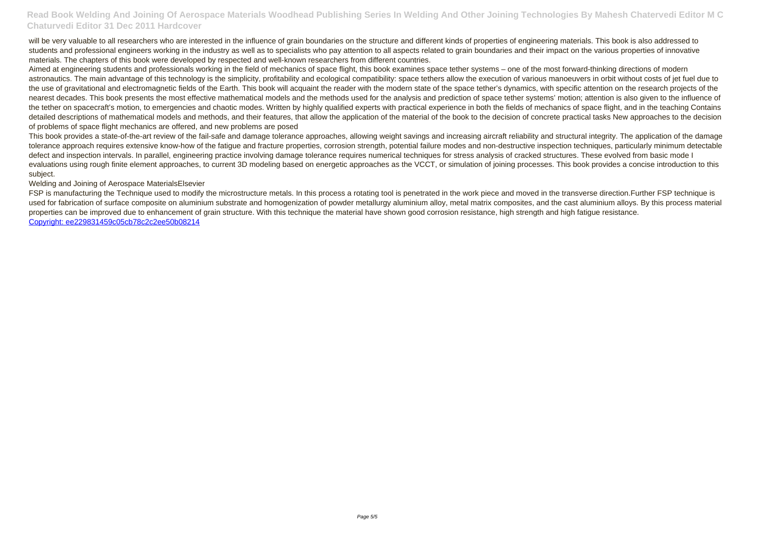will be very valuable to all researchers who are interested in the influence of grain boundaries on the structure and different kinds of properties of engineering materials. This book is also addressed to students and professional engineers working in the industry as well as to specialists who pay attention to all aspects related to grain boundaries and their impact on the various properties of innovative materials. The chapters of this book were developed by respected and well-known researchers from different countries.

Aimed at engineering students and professionals working in the field of mechanics of space flight, this book examines space tether systems – one of the most forward-thinking directions of modern astronautics. The main advantage of this technology is the simplicity, profitability and ecological compatibility: space tethers allow the execution of various manoeuvers in orbit without costs of jet fuel due to the use of gravitational and electromagnetic fields of the Earth. This book will acquaint the reader with the modern state of the space tether's dynamics, with specific attention on the research projects of the nearest decades. This book presents the most effective mathematical models and the methods used for the analysis and prediction of space tether systems' motion; attention is also given to the influence of the tether on spacecraft's motion, to emergencies and chaotic modes. Written by highly qualified experts with practical experience in both the fields of mechanics of space flight, and in the teaching Contains detailed descriptions of mathematical models and methods, and their features, that allow the application of the material of the book to the decision of concrete practical tasks New approaches to the decision of problems of space flight mechanics are offered, and new problems are posed

This book provides a state-of-the-art review of the fail-safe and damage tolerance approaches, allowing weight savings and increasing aircraft reliability and structural integrity. The application of the damage tolerance approach requires extensive know-how of the fatigue and fracture properties, corrosion strength, potential failure modes and non-destructive inspection techniques, particularly minimum detectable defect and inspection intervals. In parallel, engineering practice involving damage tolerance requires numerical techniques for stress analysis of cracked structures. These evolved from basic mode I evaluations using rough finite element approaches, to current 3D modeling based on energetic approaches as the VCCT, or simulation of joining processes. This book provides a concise introduction to this subject.

Welding and Joining of Aerospace MaterialsElsevier

FSP is manufacturing the Technique used to modify the microstructure metals. In this process a rotating tool is penetrated in the work piece and moved in the transverse direction.Further FSP technique is used for fabrication of surface composite on aluminium substrate and homogenization of powder metallurgy aluminium alloy, metal matrix composites, and the cast aluminium alloys. By this process material properties can be improved due to enhancement of grain structure. With this technique the material have shown good corrosion resistance, high strength and high fatigue resistance.

Copyright: ee229831459c05cb78c2c2ee50b08214